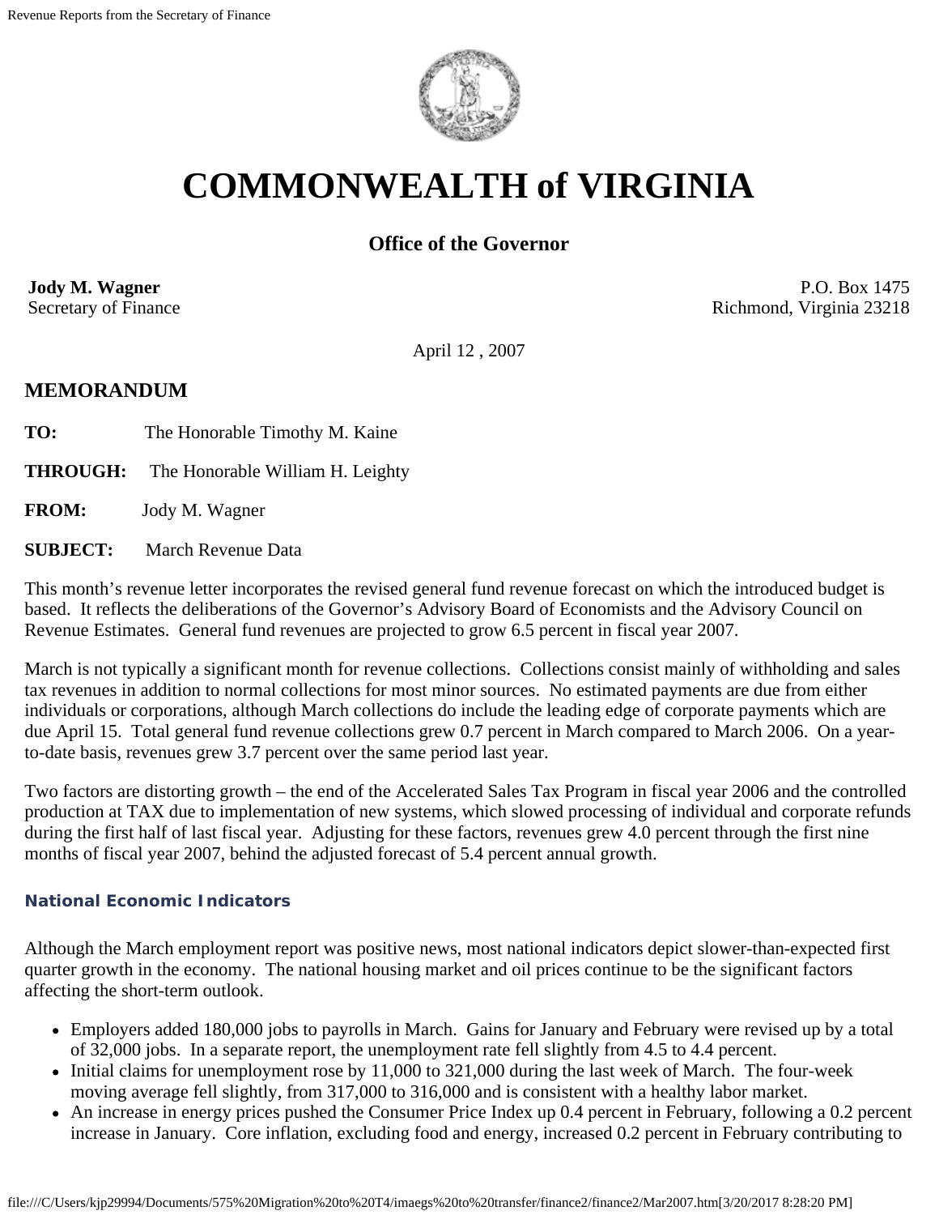# COMMONWEALTH of VIRGINIA

## Office of the Governor

**Jody M. Wagner**
Secretary of Finance

P.O. Box 1475
Richmond, Virginia 23218

April 12 , 2007

## MEMORANDUM

**TO:** The Honorable Timothy M. Kaine

**THROUGH:** The Honorable William H. Leighty

**FROM:** Jody M. Wagner

**SUBJECT:** March Revenue Data

This month's revenue letter incorporates the revised general fund revenue forecast on which the introduced budget is based. It reflects the deliberations of the Governor's Advisory Board of Economists and the Advisory Council on Revenue Estimates. General fund revenues are projected to grow 6.5 percent in fiscal year 2007.

March is not typically a significant month for revenue collections. Collections consist mainly of withholding and sales tax revenues in addition to normal collections for most minor sources. No estimated payments are due from either individuals or corporations, although March collections do include the leading edge of corporate payments which are due April 15. Total general fund revenue collections grew 0.7 percent in March compared to March 2006. On a year-to-date basis, revenues grew 3.7 percent over the same period last year.

Two factors are distorting growth – the end of the Accelerated Sales Tax Program in fiscal year 2006 and the controlled production at TAX due to implementation of new systems, which slowed processing of individual and corporate refunds during the first half of last fiscal year. Adjusting for these factors, revenues grew 4.0 percent through the first nine months of fiscal year 2007, behind the adjusted forecast of 5.4 percent annual growth.

### National Economic Indicators

Although the March employment report was positive news, most national indicators depict slower-than-expected first quarter growth in the economy. The national housing market and oil prices continue to be the significant factors affecting the short-term outlook.

- Employers added 180,000 jobs to payrolls in March. Gains for January and February were revised up by a total of 32,000 jobs. In a separate report, the unemployment rate fell slightly from 4.5 to 4.4 percent.
- Initial claims for unemployment rose by 11,000 to 321,000 during the last week of March. The four-week moving average fell slightly, from 317,000 to 316,000 and is consistent with a healthy labor market.
- An increase in energy prices pushed the Consumer Price Index up 0.4 percent in February, following a 0.2 percent increase in January. Core inflation, excluding food and energy, increased 0.2 percent in February contributing to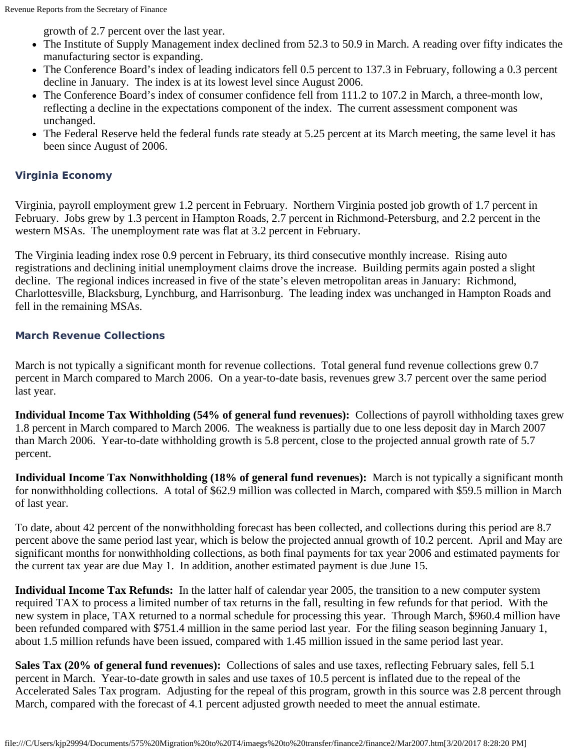growth of 2.7 percent over the last year.

- The Institute of Supply Management index declined from 52.3 to 50.9 in March. A reading over fifty indicates the manufacturing sector is expanding.
- The Conference Board's index of leading indicators fell 0.5 percent to 137.3 in February, following a 0.3 percent decline in January. The index is at its lowest level since August 2006.
- The Conference Board's index of consumer confidence fell from 111.2 to 107.2 in March, a three-month low, reflecting a decline in the expectations component of the index. The current assessment component was unchanged.
- The Federal Reserve held the federal funds rate steady at 5.25 percent at its March meeting, the same level it has been since August of 2006.

### Virginia Economy

Virginia, payroll employment grew 1.2 percent in February. Northern Virginia posted job growth of 1.7 percent in February. Jobs grew by 1.3 percent in Hampton Roads, 2.7 percent in Richmond-Petersburg, and 2.2 percent in the western MSAs. The unemployment rate was flat at 3.2 percent in February.

The Virginia leading index rose 0.9 percent in February, its third consecutive monthly increase. Rising auto registrations and declining initial unemployment claims drove the increase. Building permits again posted a slight decline. The regional indices increased in five of the state's eleven metropolitan areas in January: Richmond, Charlottesville, Blacksburg, Lynchburg, and Harrisonburg. The leading index was unchanged in Hampton Roads and fell in the remaining MSAs.

### March Revenue Collections

March is not typically a significant month for revenue collections. Total general fund revenue collections grew 0.7 percent in March compared to March 2006. On a year-to-date basis, revenues grew 3.7 percent over the same period last year.

**Individual Income Tax Withholding (54% of general fund revenues):** Collections of payroll withholding taxes grew 1.8 percent in March compared to March 2006. The weakness is partially due to one less deposit day in March 2007 than March 2006. Year-to-date withholding growth is 5.8 percent, close to the projected annual growth rate of 5.7 percent.

**Individual Income Tax Nonwithholding (18% of general fund revenues):** March is not typically a significant month for nonwithholding collections. A total of $62.9 million was collected in March, compared with $59.5 million in March of last year.

To date, about 42 percent of the nonwithholding forecast has been collected, and collections during this period are 8.7 percent above the same period last year, which is below the projected annual growth of 10.2 percent. April and May are significant months for nonwithholding collections, as both final payments for tax year 2006 and estimated payments for the current tax year are due May 1. In addition, another estimated payment is due June 15.

**Individual Income Tax Refunds:** In the latter half of calendar year 2005, the transition to a new computer system required TAX to process a limited number of tax returns in the fall, resulting in few refunds for that period. With the new system in place, TAX returned to a normal schedule for processing this year. Through March, $960.4 million have been refunded compared with $751.4 million in the same period last year. For the filing season beginning January 1, about 1.5 million refunds have been issued, compared with 1.45 million issued in the same period last year.

**Sales Tax (20% of general fund revenues):** Collections of sales and use taxes, reflecting February sales, fell 5.1 percent in March. Year-to-date growth in sales and use taxes of 10.5 percent is inflated due to the repeal of the Accelerated Sales Tax program. Adjusting for the repeal of this program, growth in this source was 2.8 percent through March, compared with the forecast of 4.1 percent adjusted growth needed to meet the annual estimate.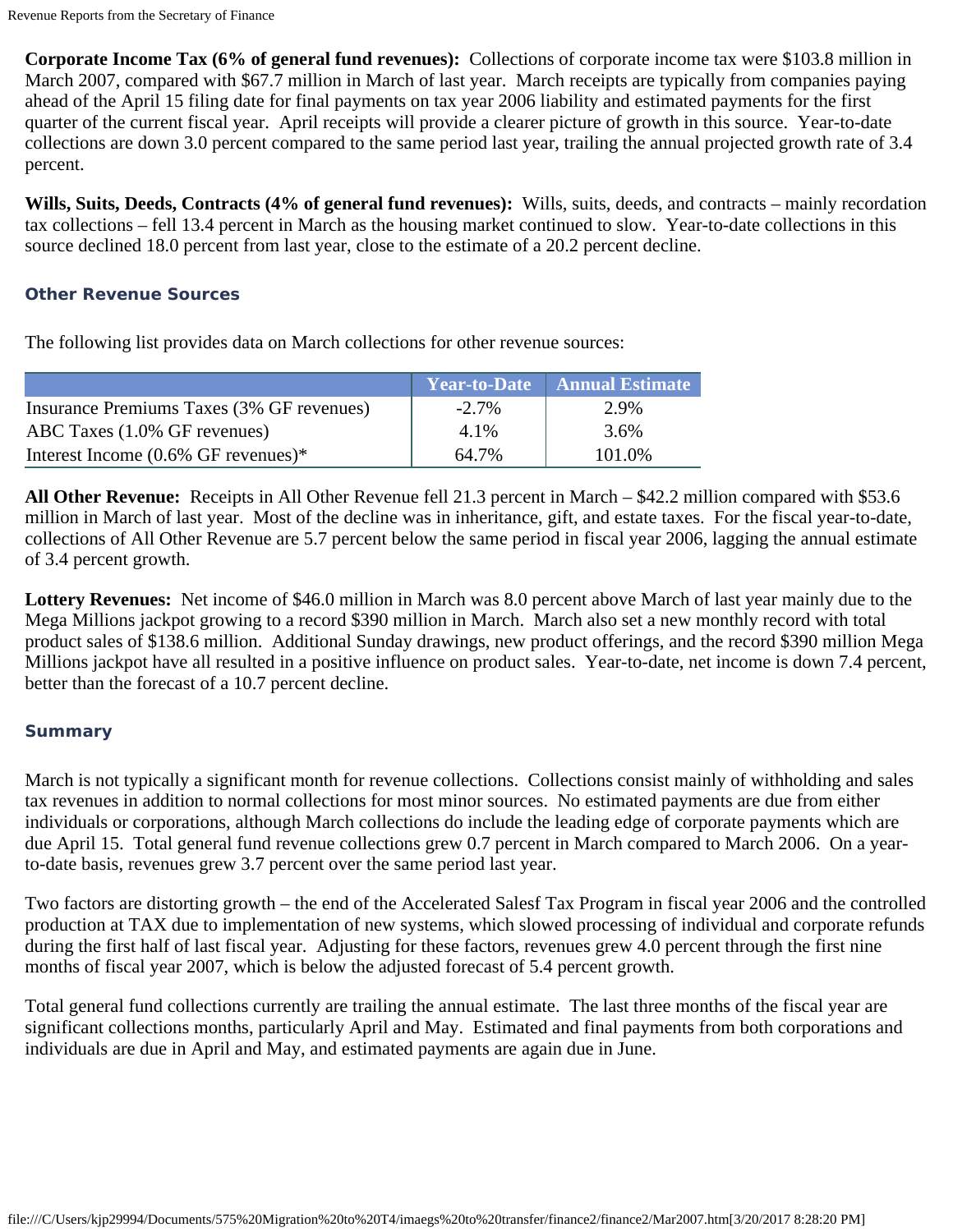**Corporate Income Tax (6% of general fund revenues):** Collections of corporate income tax were $103.8 million in March 2007, compared with $67.7 million in March of last year. March receipts are typically from companies paying ahead of the April 15 filing date for final payments on tax year 2006 liability and estimated payments for the first quarter of the current fiscal year. April receipts will provide a clearer picture of growth in this source. Year-to-date collections are down 3.0 percent compared to the same period last year, trailing the annual projected growth rate of 3.4 percent.

**Wills, Suits, Deeds, Contracts (4% of general fund revenues):** Wills, suits, deeds, and contracts – mainly recordation tax collections – fell 13.4 percent in March as the housing market continued to slow. Year-to-date collections in this source declined 18.0 percent from last year, close to the estimate of a 20.2 percent decline.

### Other Revenue Sources

The following list provides data on March collections for other revenue sources:

| | Year-to-Date | Annual Estimate |
|---|---|---|
| Insurance Premiums Taxes (3% GF revenues) | -2.7% | 2.9% |
| ABC Taxes (1.0% GF revenues) | 4.1% | 3.6% |
| Interest Income (0.6% GF revenues)* | 64.7% | 101.0% |

**All Other Revenue:** Receipts in All Other Revenue fell 21.3 percent in March – $42.2 million compared with $53.6 million in March of last year. Most of the decline was in inheritance, gift, and estate taxes. For the fiscal year-to-date, collections of All Other Revenue are 5.7 percent below the same period in fiscal year 2006, lagging the annual estimate of 3.4 percent growth.

**Lottery Revenues:** Net income of $46.0 million in March was 8.0 percent above March of last year mainly due to the Mega Millions jackpot growing to a record $390 million in March. March also set a new monthly record with total product sales of $138.6 million. Additional Sunday drawings, new product offerings, and the record $390 million Mega Millions jackpot have all resulted in a positive influence on product sales. Year-to-date, net income is down 7.4 percent, better than the forecast of a 10.7 percent decline.

### Summary

March is not typically a significant month for revenue collections. Collections consist mainly of withholding and sales tax revenues in addition to normal collections for most minor sources. No estimated payments are due from either individuals or corporations, although March collections do include the leading edge of corporate payments which are due April 15. Total general fund revenue collections grew 0.7 percent in March compared to March 2006. On a year-to-date basis, revenues grew 3.7 percent over the same period last year.

Two factors are distorting growth – the end of the Accelerated Salesf Tax Program in fiscal year 2006 and the controlled production at TAX due to implementation of new systems, which slowed processing of individual and corporate refunds during the first half of last fiscal year. Adjusting for these factors, revenues grew 4.0 percent through the first nine months of fiscal year 2007, which is below the adjusted forecast of 5.4 percent growth.

Total general fund collections currently are trailing the annual estimate. The last three months of the fiscal year are significant collections months, particularly April and May. Estimated and final payments from both corporations and individuals are due in April and May, and estimated payments are again due in June.